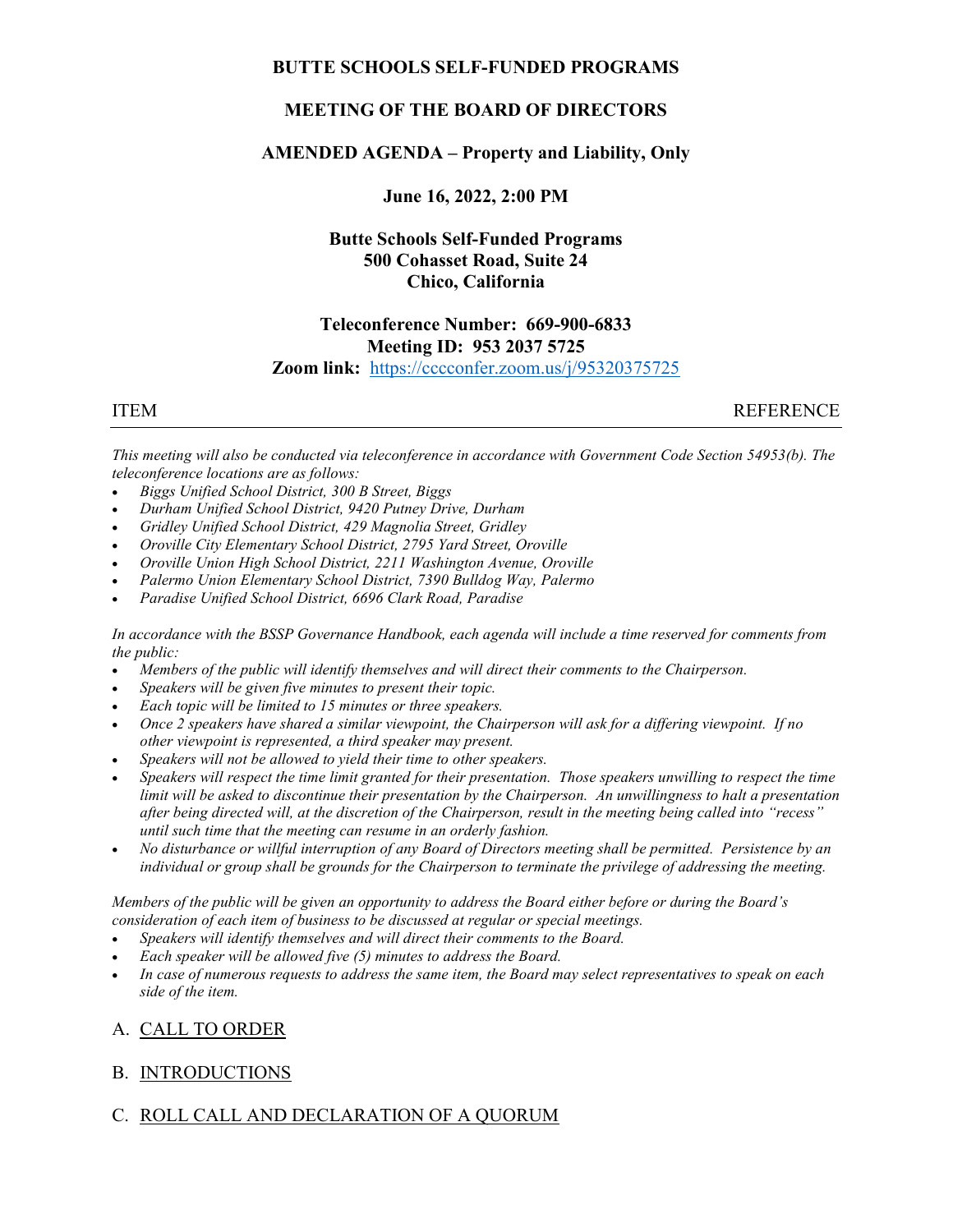**BUTTE SCHOOLS SELF-FUNDED PROGRAMS**

**MEETING OF THE BOARD OF DIRECTORS**

**AMENDED AGENDA – Property and Liability, Only**

**June 16, 2022, 2:00 PM**

**Butte Schools Self-Funded Programs**
**500 Cohasset Road, Suite 24**
**Chico, California**

**Teleconference Number: 669-900-6833**
**Meeting ID: 953 2037 5725**
**Zoom link:** https://cccconfer.zoom.us/j/95320375725

ITEM REFERENCE

*This meeting will also be conducted via teleconference in accordance with Government Code Section 54953(b). The teleconference locations are as follows:*

- *Biggs Unified School District, 300 B Street, Biggs*
- *Durham Unified School District, 9420 Putney Drive, Durham*
- *Gridley Unified School District, 429 Magnolia Street, Gridley*
- *Oroville City Elementary School District, 2795 Yard Street, Oroville*
- *Oroville Union High School District, 2211 Washington Avenue, Oroville*
- *Palermo Union Elementary School District, 7390 Bulldog Way, Palermo*
- *Paradise Unified School District, 6696 Clark Road, Paradise*

*In accordance with the BSSP Governance Handbook, each agenda will include a time reserved for comments from the public:*

- *Members of the public will identify themselves and will direct their comments to the Chairperson.*
- *Speakers will be given five minutes to present their topic.*
- *Each topic will be limited to 15 minutes or three speakers.*
- *Once 2 speakers have shared a similar viewpoint, the Chairperson will ask for a differing viewpoint. If no other viewpoint is represented, a third speaker may present.*
- *Speakers will not be allowed to yield their time to other speakers.*
- *Speakers will respect the time limit granted for their presentation. Those speakers unwilling to respect the time limit will be asked to discontinue their presentation by the Chairperson. An unwillingness to halt a presentation after being directed will, at the discretion of the Chairperson, result in the meeting being called into "recess" until such time that the meeting can resume in an orderly fashion.*
- *No disturbance or willful interruption of any Board of Directors meeting shall be permitted. Persistence by an individual or group shall be grounds for the Chairperson to terminate the privilege of addressing the meeting.*

*Members of the public will be given an opportunity to address the Board either before or during the Board's consideration of each item of business to be discussed at regular or special meetings.*

- *Speakers will identify themselves and will direct their comments to the Board.*
- *Each speaker will be allowed five (5) minutes to address the Board.*
- *In case of numerous requests to address the same item, the Board may select representatives to speak on each side of the item.*

A. CALL TO ORDER

B. INTRODUCTIONS

C. ROLL CALL AND DECLARATION OF A QUORUM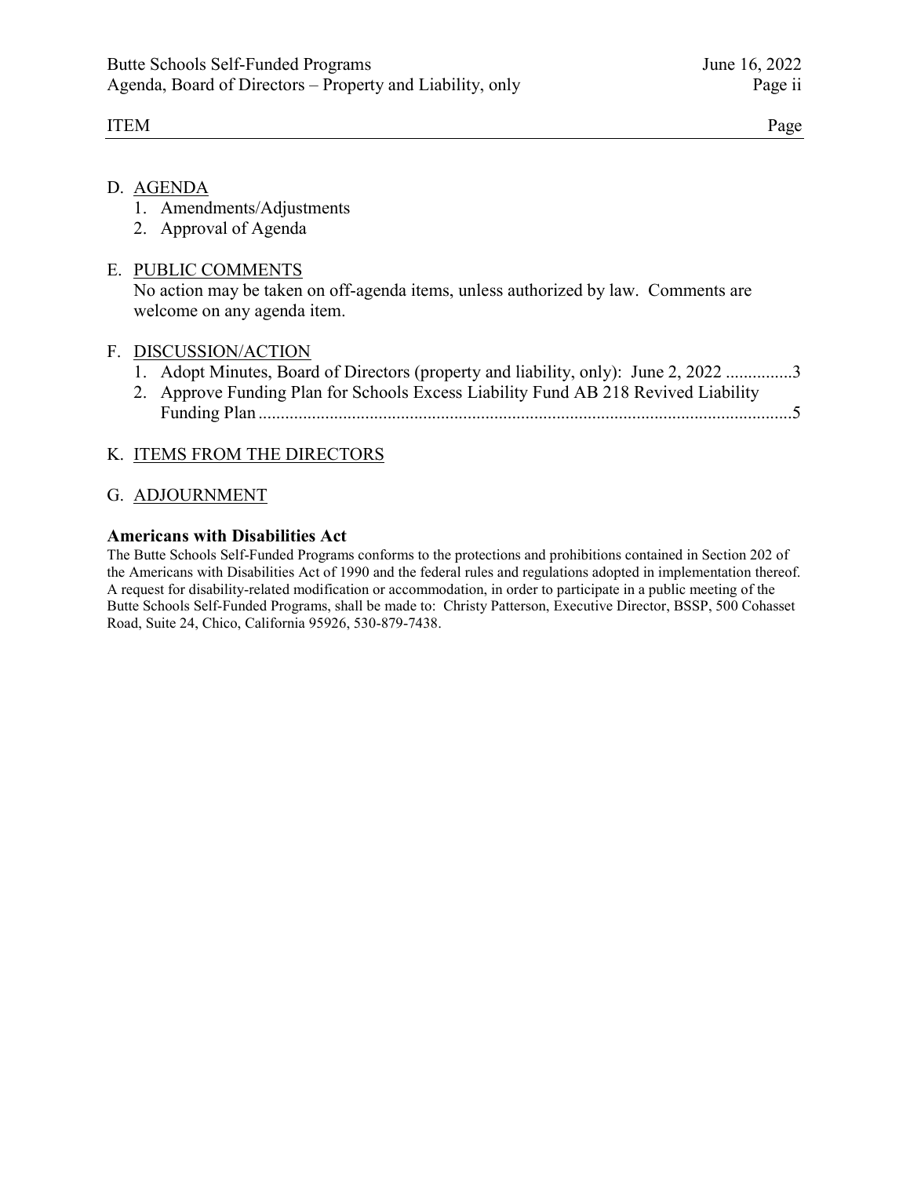ITEM Page

D. AGENDA
   1. Amendments/Adjustments
   2. Approval of Agenda

E. PUBLIC COMMENTS
   No action may be taken on off-agenda items, unless authorized by law. Comments are welcome on any agenda item.

F. DISCUSSION/ACTION
   1. Adopt Minutes, Board of Directors (property and liability, only): June 2, 2022 ...............3
   2. Approve Funding Plan for Schools Excess Liability Fund AB 218 Revived Liability Funding Plan .......................................................................................................................5

K. ITEMS FROM THE DIRECTORS

G. ADJOURNMENT

**Americans with Disabilities Act**

The Butte Schools Self-Funded Programs conforms to the protections and prohibitions contained in Section 202 of the Americans with Disabilities Act of 1990 and the federal rules and regulations adopted in implementation thereof. A request for disability-related modification or accommodation, in order to participate in a public meeting of the Butte Schools Self-Funded Programs, shall be made to: Christy Patterson, Executive Director, BSSP, 500 Cohasset Road, Suite 24, Chico, California 95926, 530-879-7438.